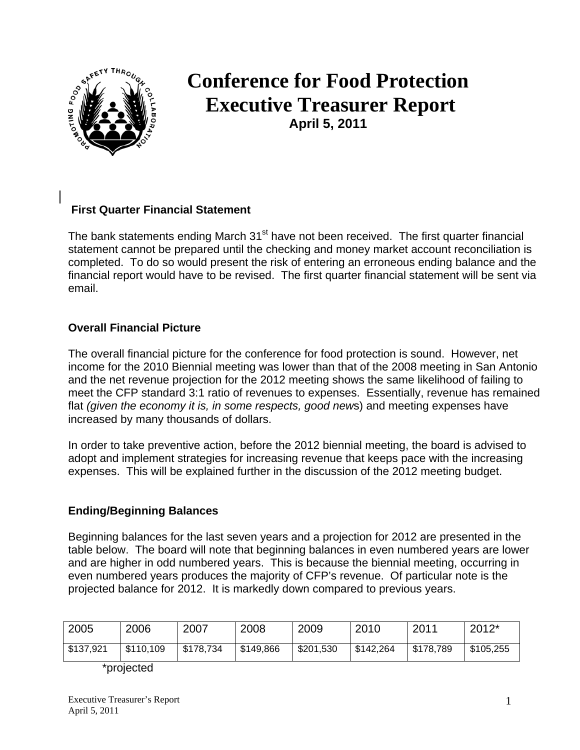# Conference for Food Protection
# Executive Treasurer Report

**April 5, 2011**

## First Quarter Financial Statement

The bank statements ending March 31st have not been received. The first quarter financial statement cannot be prepared until the checking and money market account reconciliation is completed. To do so would present the risk of entering an erroneous ending balance and the financial report would have to be revised. The first quarter financial statement will be sent via email.

## Overall Financial Picture

The overall financial picture for the conference for food protection is sound. However, net income for the 2010 Biennial meeting was lower than that of the 2008 meeting in San Antonio and the net revenue projection for the 2012 meeting shows the same likelihood of failing to meet the CFP standard 3:1 ratio of revenues to expenses. Essentially, revenue has remained flat *(given the economy it is, in some respects, good news*) and meeting expenses have increased by many thousands of dollars.

In order to take preventive action, before the 2012 biennial meeting, the board is advised to adopt and implement strategies for increasing revenue that keeps pace with the increasing expenses. This will be explained further in the discussion of the 2012 meeting budget.

## Ending/Beginning Balances

Beginning balances for the last seven years and a projection for 2012 are presented in the table below. The board will note that beginning balances in even numbered years are lower and are higher in odd numbered years. This is because the biennial meeting, occurring in even numbered years produces the majority of CFP's revenue. Of particular note is the projected balance for 2012. It is markedly down compared to previous years.

| 2005 | 2006 | 2007 | 2008 | 2009 | 2010 | 2011 | 2012* |
|---|---|---|---|---|---|---|---|
| $137,921 | $110,109 | $178,734 | $149,866 | $201,530 | $142,264 | $178,789 | $105,255 |

*projected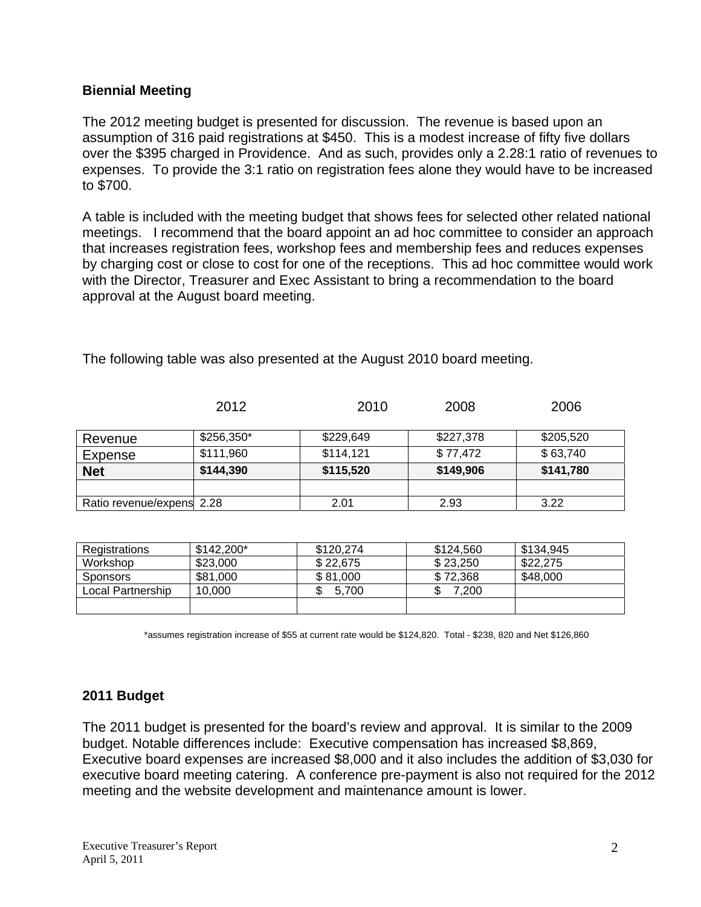### Biennial Meeting

The 2012 meeting budget is presented for discussion. The revenue is based upon an assumption of 316 paid registrations at $450. This is a modest increase of fifty five dollars over the $395 charged in Providence. And as such, provides only a 2.28:1 ratio of revenues to expenses. To provide the 3:1 ratio on registration fees alone they would have to be increased to $700.

A table is included with the meeting budget that shows fees for selected other related national meetings. I recommend that the board appoint an ad hoc committee to consider an approach that increases registration fees, workshop fees and membership fees and reduces expenses by charging cost or close to cost for one of the receptions. This ad hoc committee would work with the Director, Treasurer and Exec Assistant to bring a recommendation to the board approval at the August board meeting.

The following table was also presented at the August 2010 board meeting.

| | 2012 | 2010 | 2008 | 2006 |
|---|---|---|---|---|
| Revenue | $256,350* | $229,649 | $227,378 | $205,520 |
| Expense | $111,960 | $114,121 | $ 77,472 | $ 63,740 |
| **Net** | **$144,390** | **$115,520** | **$149,906** | **$141,780** |
| | | | | |
| Ratio revenue/expens | 2.28 | 2.01 | 2.93 | 3.22 |

| | | | | |
|---|---|---|---|---|
| Registrations | $142,200* | $120,274 | $124,560 | $134,945 |
| Workshop | $23,000 | $ 22,675 | $ 23,250 | $22,275 |
| Sponsors | $81,000 | $ 81,000 | $ 72,368 | $48,000 |
| Local Partnership | 10,000 | $ 5,700 | $ 7,200 | |
| | | | | |

*assumes registration increase of $55 at current rate would be $124,820. Total - $238, 820 and Net $126,860

### 2011 Budget

The 2011 budget is presented for the board's review and approval. It is similar to the 2009 budget. Notable differences include: Executive compensation has increased $8,869, Executive board expenses are increased $8,000 and it also includes the addition of $3,030 for executive board meeting catering. A conference pre-payment is also not required for the 2012 meeting and the website development and maintenance amount is lower.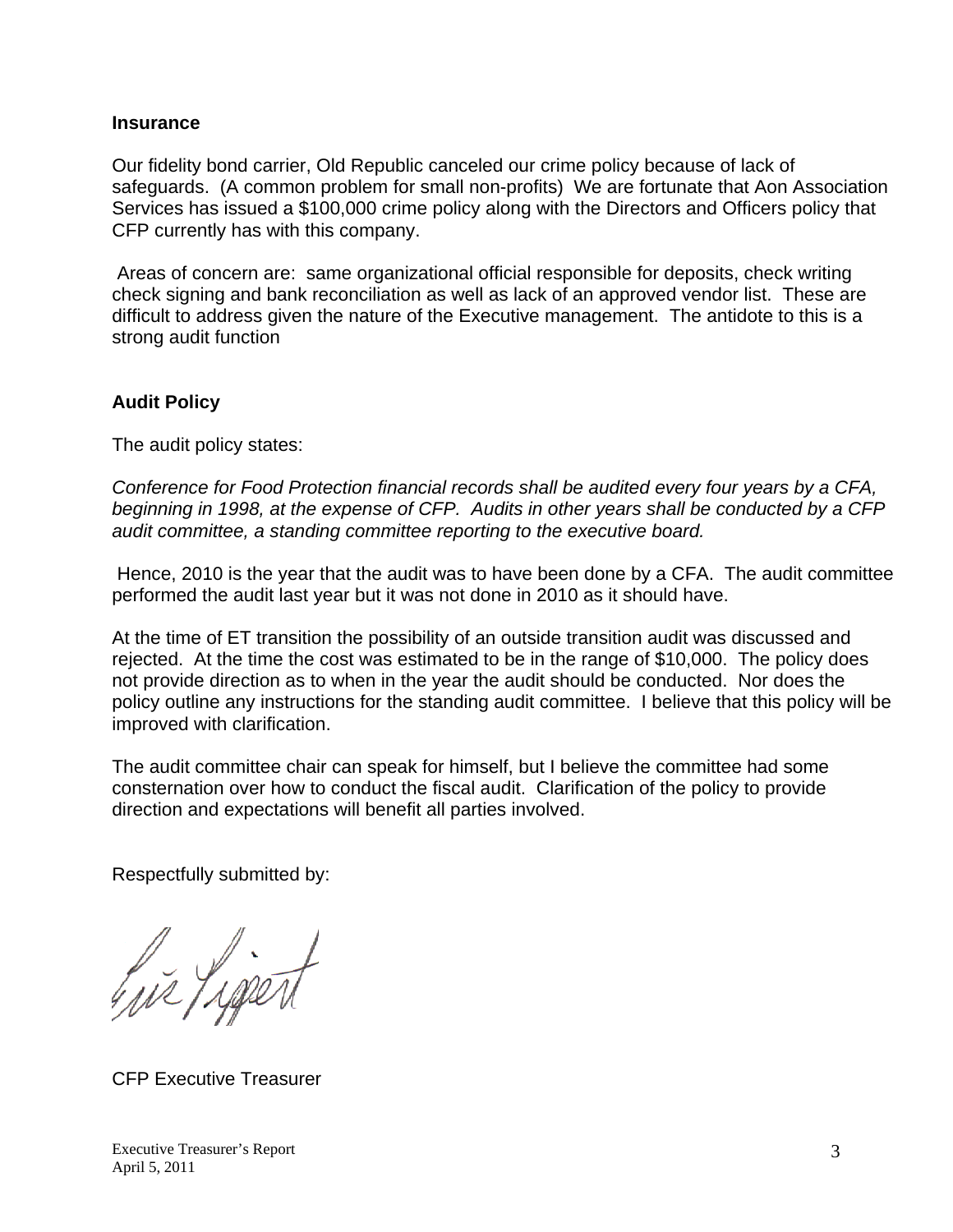## Insurance

Our fidelity bond carrier, Old Republic canceled our crime policy because of lack of safeguards. (A common problem for small non-profits) We are fortunate that Aon Association Services has issued a $100,000 crime policy along with the Directors and Officers policy that CFP currently has with this company.

Areas of concern are: same organizational official responsible for deposits, check writing check signing and bank reconciliation as well as lack of an approved vendor list. These are difficult to address given the nature of the Executive management. The antidote to this is a strong audit function

## Audit Policy

The audit policy states:

*Conference for Food Protection financial records shall be audited every four years by a CFA, beginning in 1998, at the expense of CFP. Audits in other years shall be conducted by a CFP audit committee, a standing committee reporting to the executive board.*

Hence, 2010 is the year that the audit was to have been done by a CFA. The audit committee performed the audit last year but it was not done in 2010 as it should have.

At the time of ET transition the possibility of an outside transition audit was discussed and rejected. At the time the cost was estimated to be in the range of $10,000. The policy does not provide direction as to when in the year the audit should be conducted. Nor does the policy outline any instructions for the standing audit committee. I believe that this policy will be improved with clarification.

The audit committee chair can speak for himself, but I believe the committee had some consternation over how to conduct the fiscal audit. Clarification of the policy to provide direction and expectations will benefit all parties involved.

Respectfully submitted by:

CFP Executive Treasurer